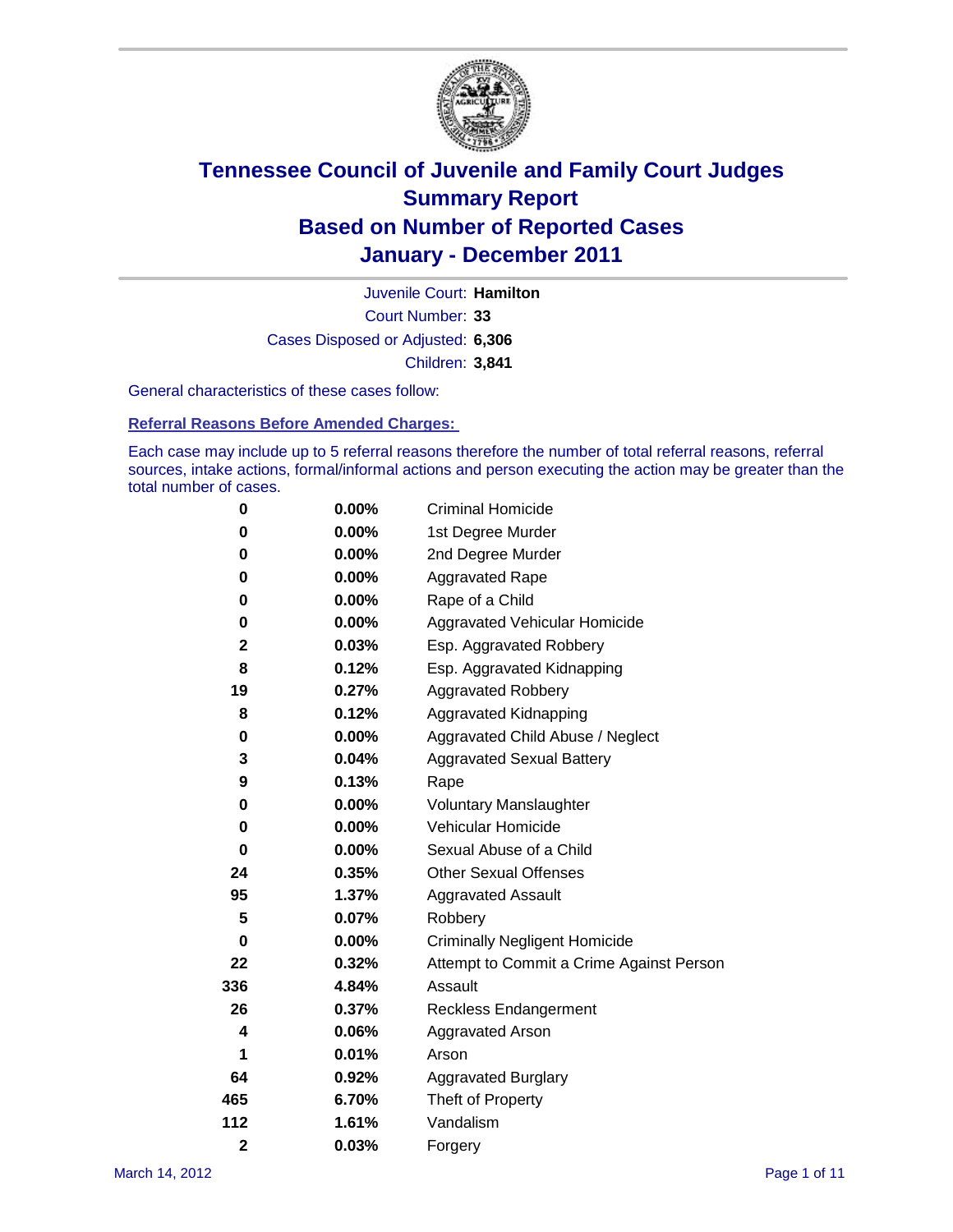# Tennessee Council of Juvenile and Family Court Judges
## Summary Report
## Based on Number of Reported Cases
## January - December 2011

Juvenile Court: **Hamilton**

Court Number: **33**

Cases Disposed or Adjusted: **6,306**

Children: **3,841**

General characteristics of these cases follow:

### Referral Reasons Before Amended Charges:

Each case may include up to 5 referral reasons therefore the number of total referral reasons, referral sources, intake actions, formal/informal actions and person executing the action may be greater than the total number of cases.

| Count | Percent | Referral Reason |
|---|---|---|
| 0 | 0.00% | Criminal Homicide |
| 0 | 0.00% | 1st Degree Murder |
| 0 | 0.00% | 2nd Degree Murder |
| 0 | 0.00% | Aggravated Rape |
| 0 | 0.00% | Rape of a Child |
| 0 | 0.00% | Aggravated Vehicular Homicide |
| 2 | 0.03% | Esp. Aggravated Robbery |
| 8 | 0.12% | Esp. Aggravated Kidnapping |
| 19 | 0.27% | Aggravated Robbery |
| 8 | 0.12% | Aggravated Kidnapping |
| 0 | 0.00% | Aggravated Child Abuse / Neglect |
| 3 | 0.04% | Aggravated Sexual Battery |
| 9 | 0.13% | Rape |
| 0 | 0.00% | Voluntary Manslaughter |
| 0 | 0.00% | Vehicular Homicide |
| 0 | 0.00% | Sexual Abuse of a Child |
| 24 | 0.35% | Other Sexual Offenses |
| 95 | 1.37% | Aggravated Assault |
| 5 | 0.07% | Robbery |
| 0 | 0.00% | Criminally Negligent Homicide |
| 22 | 0.32% | Attempt to Commit a Crime Against Person |
| 336 | 4.84% | Assault |
| 26 | 0.37% | Reckless Endangerment |
| 4 | 0.06% | Aggravated Arson |
| 1 | 0.01% | Arson |
| 64 | 0.92% | Aggravated Burglary |
| 465 | 6.70% | Theft of Property |
| 112 | 1.61% | Vandalism |
| 2 | 0.03% | Forgery |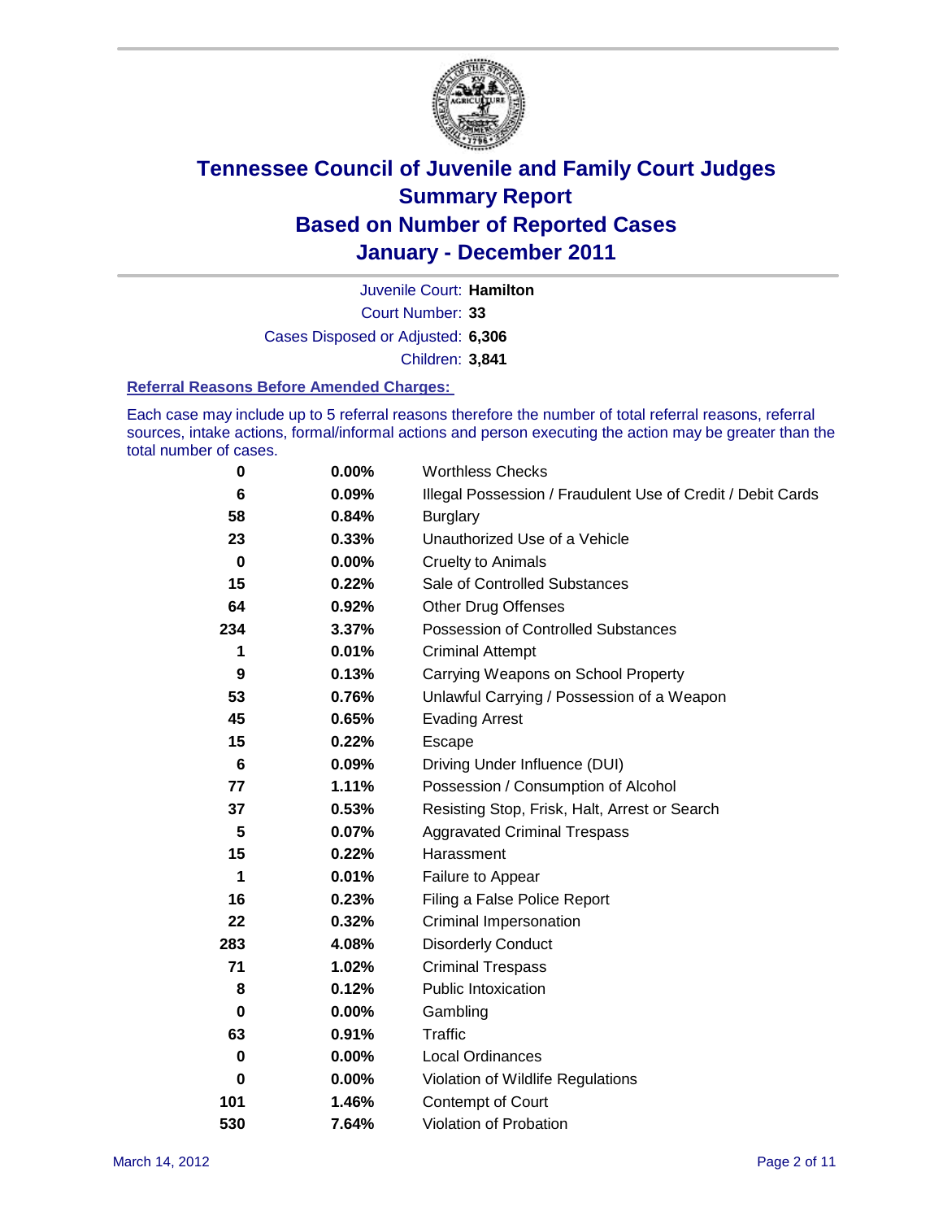# Tennessee Council of Juvenile and Family Court Judges
# Summary Report
# Based on Number of Reported Cases
# January - December 2011

Juvenile Court: **Hamilton**

Court Number: **33**

Cases Disposed or Adjusted: **6,306**

Children: **3,841**

### Referral Reasons Before Amended Charges:

Each case may include up to 5 referral reasons therefore the number of total referral reasons, referral sources, intake actions, formal/informal actions and person executing the action may be greater than the total number of cases.

| | | |
|---|---|---|
| 0 | 0.00% | Worthless Checks |
| 6 | 0.09% | Illegal Possession / Fraudulent Use of Credit / Debit Cards |
| 58 | 0.84% | Burglary |
| 23 | 0.33% | Unauthorized Use of a Vehicle |
| 0 | 0.00% | Cruelty to Animals |
| 15 | 0.22% | Sale of Controlled Substances |
| 64 | 0.92% | Other Drug Offenses |
| 234 | 3.37% | Possession of Controlled Substances |
| 1 | 0.01% | Criminal Attempt |
| 9 | 0.13% | Carrying Weapons on School Property |
| 53 | 0.76% | Unlawful Carrying / Possession of a Weapon |
| 45 | 0.65% | Evading Arrest |
| 15 | 0.22% | Escape |
| 6 | 0.09% | Driving Under Influence (DUI) |
| 77 | 1.11% | Possession / Consumption of Alcohol |
| 37 | 0.53% | Resisting Stop, Frisk, Halt, Arrest or Search |
| 5 | 0.07% | Aggravated Criminal Trespass |
| 15 | 0.22% | Harassment |
| 1 | 0.01% | Failure to Appear |
| 16 | 0.23% | Filing a False Police Report |
| 22 | 0.32% | Criminal Impersonation |
| 283 | 4.08% | Disorderly Conduct |
| 71 | 1.02% | Criminal Trespass |
| 8 | 0.12% | Public Intoxication |
| 0 | 0.00% | Gambling |
| 63 | 0.91% | Traffic |
| 0 | 0.00% | Local Ordinances |
| 0 | 0.00% | Violation of Wildlife Regulations |
| 101 | 1.46% | Contempt of Court |
| 530 | 7.64% | Violation of Probation |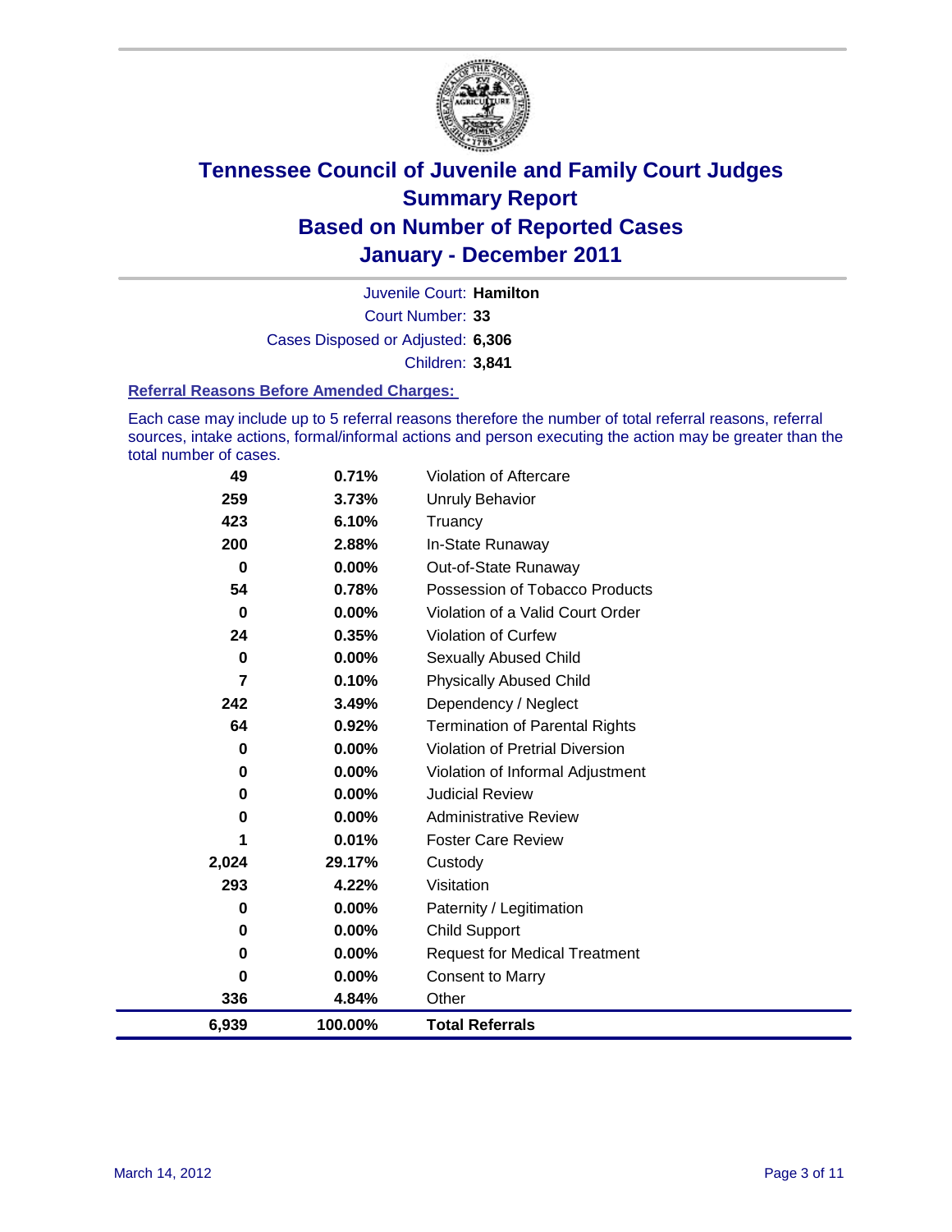# Tennessee Council of Juvenile and Family Court Judges Summary Report Based on Number of Reported Cases January - December 2011

Juvenile Court: **Hamilton**

Court Number: **33**

Cases Disposed or Adjusted: **6,306**

Children: **3,841**

### Referral Reasons Before Amended Charges:

Each case may include up to 5 referral reasons therefore the number of total referral reasons, referral sources, intake actions, formal/informal actions and person executing the action may be greater than the total number of cases.

| | | |
|---|---|---|
| 49 | 0.71% | Violation of Aftercare |
| 259 | 3.73% | Unruly Behavior |
| 423 | 6.10% | Truancy |
| 200 | 2.88% | In-State Runaway |
| 0 | 0.00% | Out-of-State Runaway |
| 54 | 0.78% | Possession of Tobacco Products |
| 0 | 0.00% | Violation of a Valid Court Order |
| 24 | 0.35% | Violation of Curfew |
| 0 | 0.00% | Sexually Abused Child |
| 7 | 0.10% | Physically Abused Child |
| 242 | 3.49% | Dependency / Neglect |
| 64 | 0.92% | Termination of Parental Rights |
| 0 | 0.00% | Violation of Pretrial Diversion |
| 0 | 0.00% | Violation of Informal Adjustment |
| 0 | 0.00% | Judicial Review |
| 0 | 0.00% | Administrative Review |
| 1 | 0.01% | Foster Care Review |
| 2,024 | 29.17% | Custody |
| 293 | 4.22% | Visitation |
| 0 | 0.00% | Paternity / Legitimation |
| 0 | 0.00% | Child Support |
| 0 | 0.00% | Request for Medical Treatment |
| 0 | 0.00% | Consent to Marry |
| 336 | 4.84% | Other |
| **6,939** | **100.00%** | **Total Referrals** |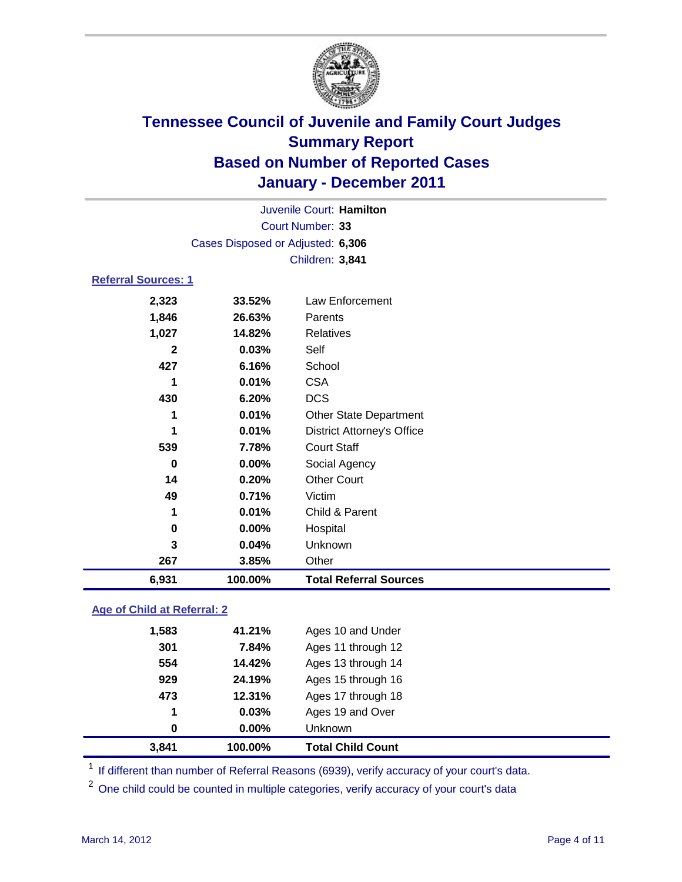# Tennessee Council of Juvenile and Family Court Judges
## Summary Report
## Based on Number of Reported Cases
## January - December 2011

Juvenile Court: **Hamilton**

Court Number: **33**

Cases Disposed or Adjusted: **6,306**

Children: **3,841**

### Referral Sources: 1

| | | |
|---|---|---|
| 2,323 | 33.52% | Law Enforcement |
| 1,846 | 26.63% | Parents |
| 1,027 | 14.82% | Relatives |
| 2 | 0.03% | Self |
| 427 | 6.16% | School |
| 1 | 0.01% | CSA |
| 430 | 6.20% | DCS |
| 1 | 0.01% | Other State Department |
| 1 | 0.01% | District Attorney's Office |
| 539 | 7.78% | Court Staff |
| 0 | 0.00% | Social Agency |
| 14 | 0.20% | Other Court |
| 49 | 0.71% | Victim |
| 1 | 0.01% | Child & Parent |
| 0 | 0.00% | Hospital |
| 3 | 0.04% | Unknown |
| 267 | 3.85% | Other |
| **6,931** | **100.00%** | **Total Referral Sources** |

### Age of Child at Referral: 2

| | | |
|---|---|---|
| 1,583 | 41.21% | Ages 10 and Under |
| 301 | 7.84% | Ages 11 through 12 |
| 554 | 14.42% | Ages 13 through 14 |
| 929 | 24.19% | Ages 15 through 16 |
| 473 | 12.31% | Ages 17 through 18 |
| 1 | 0.03% | Ages 19 and Over |
| 0 | 0.00% | Unknown |
| **3,841** | **100.00%** | **Total Child Count** |

[1] If different than number of Referral Reasons (6939), verify accuracy of your court's data.

[2] One child could be counted in multiple categories, verify accuracy of your court's data

March 14, 2012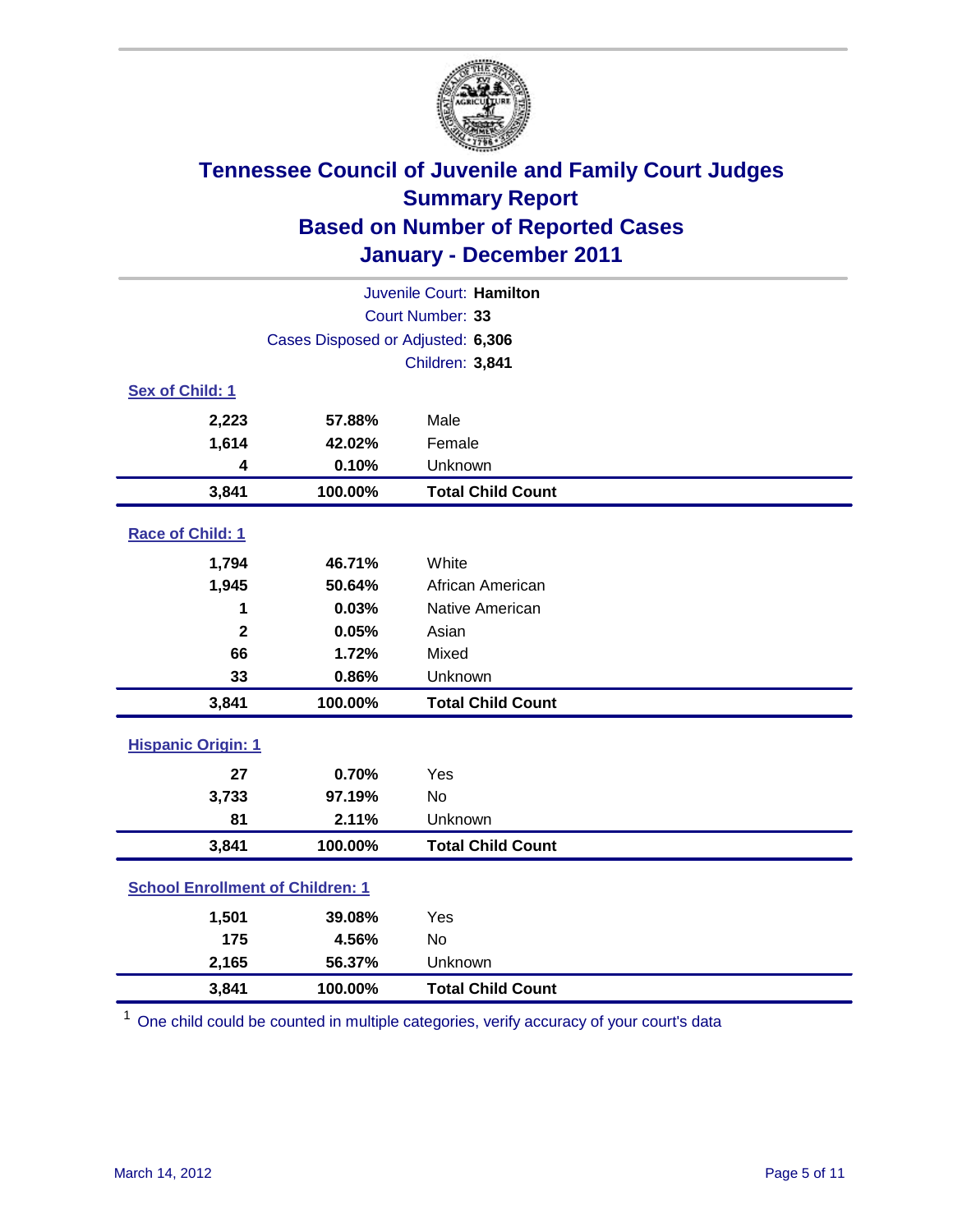# Tennessee Council of Juvenile and Family Court Judges
## Summary Report
## Based on Number of Reported Cases
## January - December 2011

Juvenile Court: **Hamilton**
Court Number: **33**
Cases Disposed or Adjusted: **6,306**
Children: **3,841**

### Sex of Child: 1

| | | |
|---|---|---|
| 2,223 | 57.88% | Male |
| 1,614 | 42.02% | Female |
| 4 | 0.10% | Unknown |
| **3,841** | **100.00%** | **Total Child Count** |

### Race of Child: 1

| | | |
|---|---|---|
| 1,794 | 46.71% | White |
| 1,945 | 50.64% | African American |
| 1 | 0.03% | Native American |
| 2 | 0.05% | Asian |
| 66 | 1.72% | Mixed |
| 33 | 0.86% | Unknown |
| **3,841** | **100.00%** | **Total Child Count** |

### Hispanic Origin: 1

| | | |
|---|---|---|
| 27 | 0.70% | Yes |
| 3,733 | 97.19% | No |
| 81 | 2.11% | Unknown |
| **3,841** | **100.00%** | **Total Child Count** |

### School Enrollment of Children: 1

| | | |
|---|---|---|
| 1,501 | 39.08% | Yes |
| 175 | 4.56% | No |
| 2,165 | 56.37% | Unknown |
| **3,841** | **100.00%** | **Total Child Count** |

[1] One child could be counted in multiple categories, verify accuracy of your court's data

March 14, 2012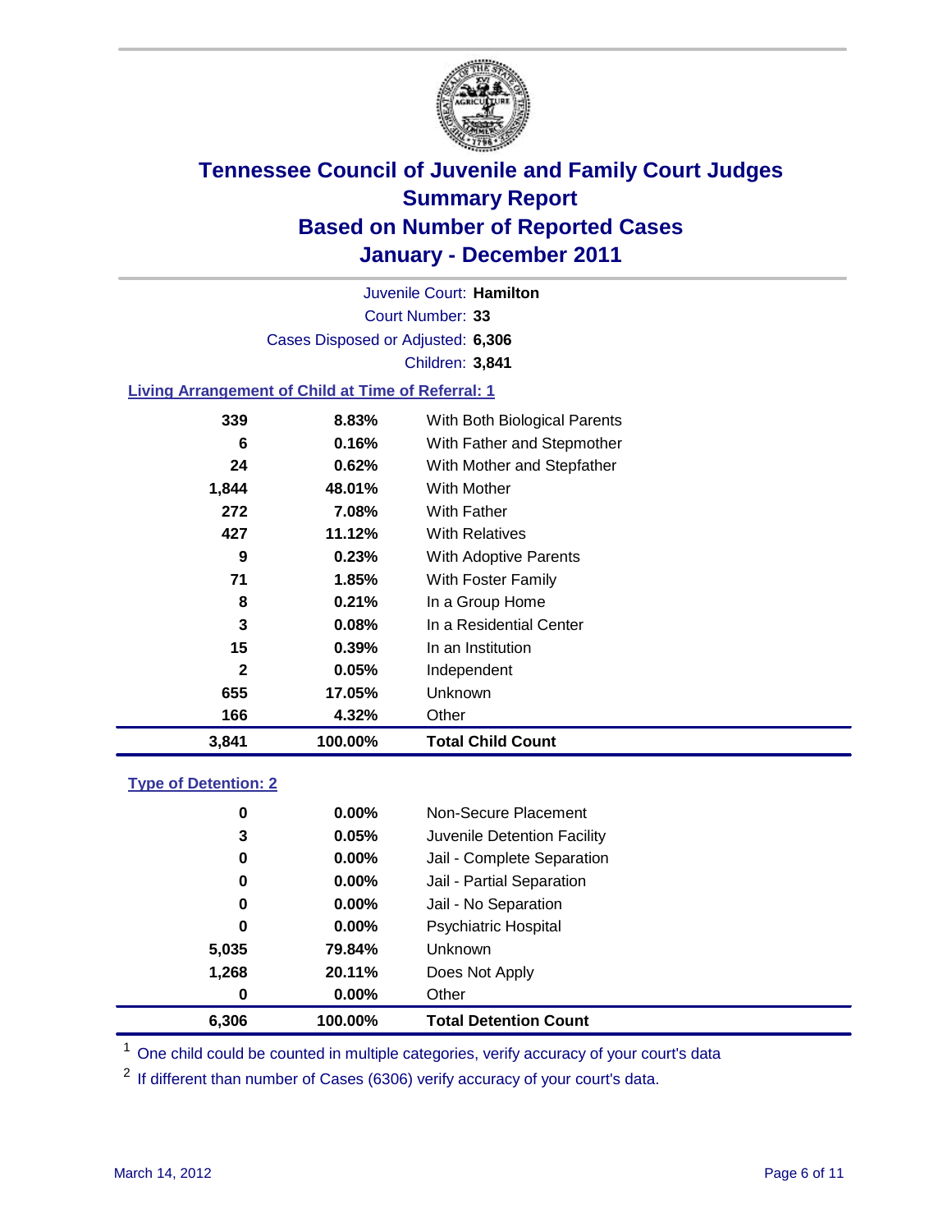# Tennessee Council of Juvenile and Family Court Judges
## Summary Report
## Based on Number of Reported Cases
## January - December 2011

Juvenile Court: **Hamilton**

Court Number: **33**

Cases Disposed or Adjusted: **6,306**

Children: **3,841**

### Living Arrangement of Child at Time of Referral: 1

| Count | Percent | Category |
|---|---|---|
| 339 | 8.83% | With Both Biological Parents |
| 6 | 0.16% | With Father and Stepmother |
| 24 | 0.62% | With Mother and Stepfather |
| 1,844 | 48.01% | With Mother |
| 272 | 7.08% | With Father |
| 427 | 11.12% | With Relatives |
| 9 | 0.23% | With Adoptive Parents |
| 71 | 1.85% | With Foster Family |
| 8 | 0.21% | In a Group Home |
| 3 | 0.08% | In a Residential Center |
| 15 | 0.39% | In an Institution |
| 2 | 0.05% | Independent |
| 655 | 17.05% | Unknown |
| 166 | 4.32% | Other |
| **3,841** | **100.00%** | **Total Child Count** |

### Type of Detention: 2

| Count | Percent | Category |
|---|---|---|
| 0 | 0.00% | Non-Secure Placement |
| 3 | 0.05% | Juvenile Detention Facility |
| 0 | 0.00% | Jail - Complete Separation |
| 0 | 0.00% | Jail - Partial Separation |
| 0 | 0.00% | Jail - No Separation |
| 0 | 0.00% | Psychiatric Hospital |
| 5,035 | 79.84% | Unknown |
| 1,268 | 20.11% | Does Not Apply |
| 0 | 0.00% | Other |
| **6,306** | **100.00%** | **Total Detention Count** |

[1] One child could be counted in multiple categories, verify accuracy of your court's data

[2] If different than number of Cases (6306) verify accuracy of your court's data.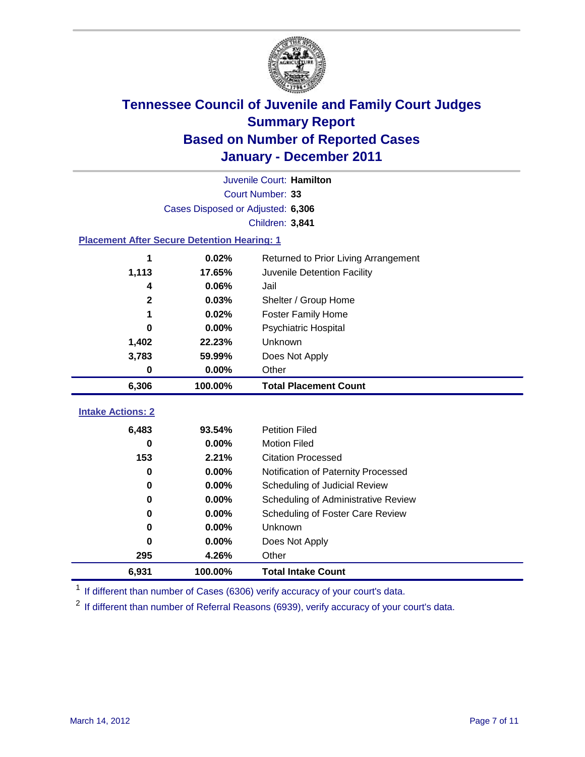# Tennessee Council of Juvenile and Family Court Judges
## Summary Report
## Based on Number of Reported Cases
## January - December 2011

Juvenile Court: **Hamilton**
Court Number: **33**
Cases Disposed or Adjusted: **6,306**
Children: **3,841**

### Placement After Secure Detention Hearing: 1

| Count | Percent | Placement |
|---|---|---|
| 1 | 0.02% | Returned to Prior Living Arrangement |
| 1,113 | 17.65% | Juvenile Detention Facility |
| 4 | 0.06% | Jail |
| 2 | 0.03% | Shelter / Group Home |
| 1 | 0.02% | Foster Family Home |
| 0 | 0.00% | Psychiatric Hospital |
| 1,402 | 22.23% | Unknown |
| 3,783 | 59.99% | Does Not Apply |
| 0 | 0.00% | Other |
| **6,306** | **100.00%** | **Total Placement Count** |

### Intake Actions: 2

| Count | Percent | Intake Action |
|---|---|---|
| 6,483 | 93.54% | Petition Filed |
| 0 | 0.00% | Motion Filed |
| 153 | 2.21% | Citation Processed |
| 0 | 0.00% | Notification of Paternity Processed |
| 0 | 0.00% | Scheduling of Judicial Review |
| 0 | 0.00% | Scheduling of Administrative Review |
| 0 | 0.00% | Scheduling of Foster Care Review |
| 0 | 0.00% | Unknown |
| 0 | 0.00% | Does Not Apply |
| 295 | 4.26% | Other |
| **6,931** | **100.00%** | **Total Intake Count** |

[1] If different than number of Cases (6306) verify accuracy of your court's data.

[2] If different than number of Referral Reasons (6939), verify accuracy of your court's data.

March 14, 2012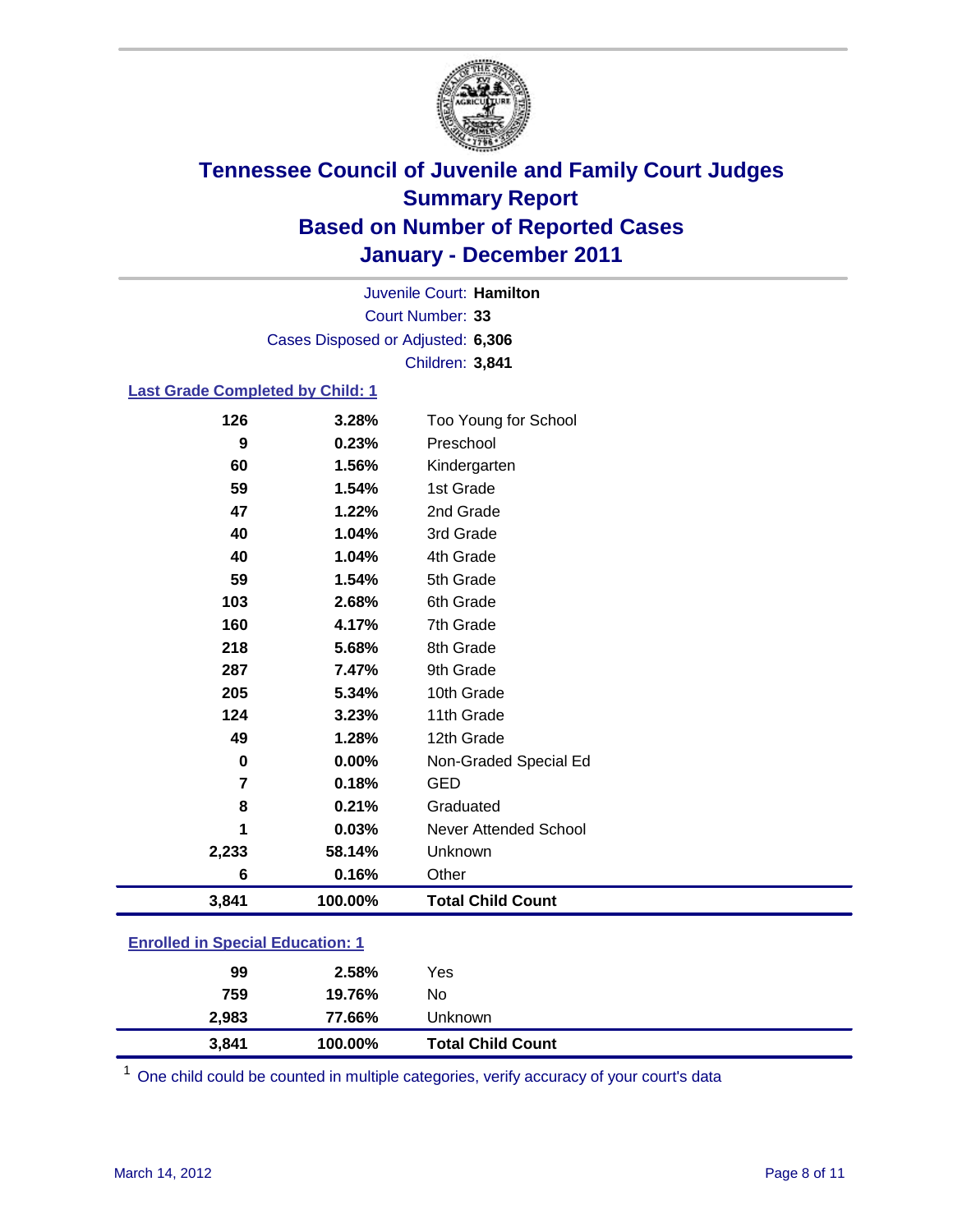# Tennessee Council of Juvenile and Family Court Judges
## Summary Report
## Based on Number of Reported Cases
## January - December 2011

Juvenile Court: **Hamilton**

Court Number: **33**

Cases Disposed or Adjusted: **6,306**

Children: **3,841**

### Last Grade Completed by Child: 1

| | | |
|---|---|---|
| 126 | 3.28% | Too Young for School |
| 9 | 0.23% | Preschool |
| 60 | 1.56% | Kindergarten |
| 59 | 1.54% | 1st Grade |
| 47 | 1.22% | 2nd Grade |
| 40 | 1.04% | 3rd Grade |
| 40 | 1.04% | 4th Grade |
| 59 | 1.54% | 5th Grade |
| 103 | 2.68% | 6th Grade |
| 160 | 4.17% | 7th Grade |
| 218 | 5.68% | 8th Grade |
| 287 | 7.47% | 9th Grade |
| 205 | 5.34% | 10th Grade |
| 124 | 3.23% | 11th Grade |
| 49 | 1.28% | 12th Grade |
| 0 | 0.00% | Non-Graded Special Ed |
| 7 | 0.18% | GED |
| 8 | 0.21% | Graduated |
| 1 | 0.03% | Never Attended School |
| 2,233 | 58.14% | Unknown |
| 6 | 0.16% | Other |
| **3,841** | **100.00%** | **Total Child Count** |

### Enrolled in Special Education: 1

| | | |
|---|---|---|
| 99 | 2.58% | Yes |
| 759 | 19.76% | No |
| 2,983 | 77.66% | Unknown |
| **3,841** | **100.00%** | **Total Child Count** |

[1] One child could be counted in multiple categories, verify accuracy of your court's data

March 14, 2012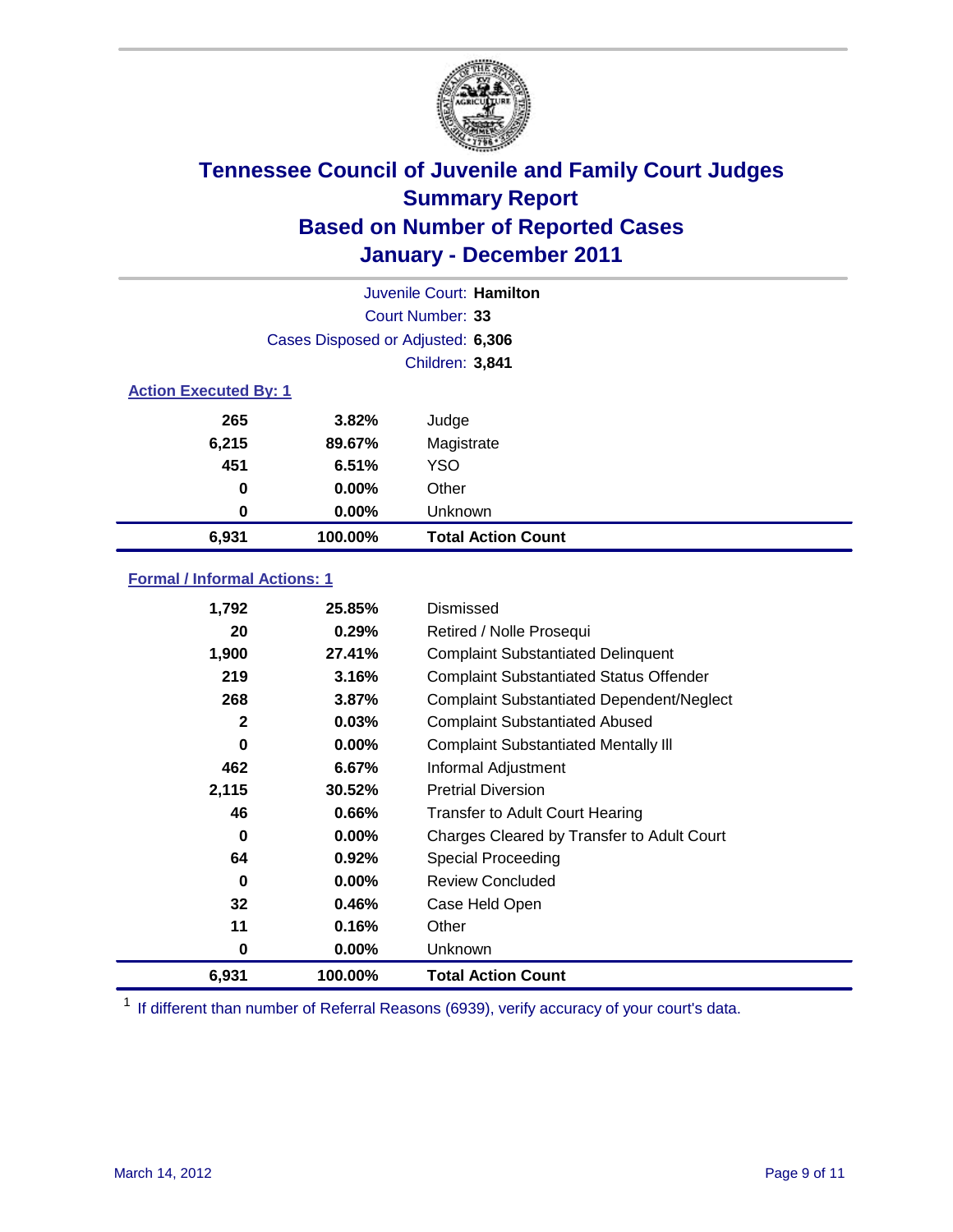# Tennessee Council of Juvenile and Family Court Judges
## Summary Report
## Based on Number of Reported Cases
## January - December 2011

Juvenile Court: **Hamilton**

Court Number: **33**

Cases Disposed or Adjusted: **6,306**

Children: **3,841**

### Action Executed By: 1

| | | |
|---|---|---|
| 265 | 3.82% | Judge |
| 6,215 | 89.67% | Magistrate |
| 451 | 6.51% | YSO |
| 0 | 0.00% | Other |
| 0 | 0.00% | Unknown |
| **6,931** | **100.00%** | **Total Action Count** |

### Formal / Informal Actions: 1

| | | |
|---|---|---|
| 1,792 | 25.85% | Dismissed |
| 20 | 0.29% | Retired / Nolle Prosequi |
| 1,900 | 27.41% | Complaint Substantiated Delinquent |
| 219 | 3.16% | Complaint Substantiated Status Offender |
| 268 | 3.87% | Complaint Substantiated Dependent/Neglect |
| 2 | 0.03% | Complaint Substantiated Abused |
| 0 | 0.00% | Complaint Substantiated Mentally Ill |
| 462 | 6.67% | Informal Adjustment |
| 2,115 | 30.52% | Pretrial Diversion |
| 46 | 0.66% | Transfer to Adult Court Hearing |
| 0 | 0.00% | Charges Cleared by Transfer to Adult Court |
| 64 | 0.92% | Special Proceeding |
| 0 | 0.00% | Review Concluded |
| 32 | 0.46% | Case Held Open |
| 11 | 0.16% | Other |
| 0 | 0.00% | Unknown |
| **6,931** | **100.00%** | **Total Action Count** |

[1] If different than number of Referral Reasons (6939), verify accuracy of your court's data.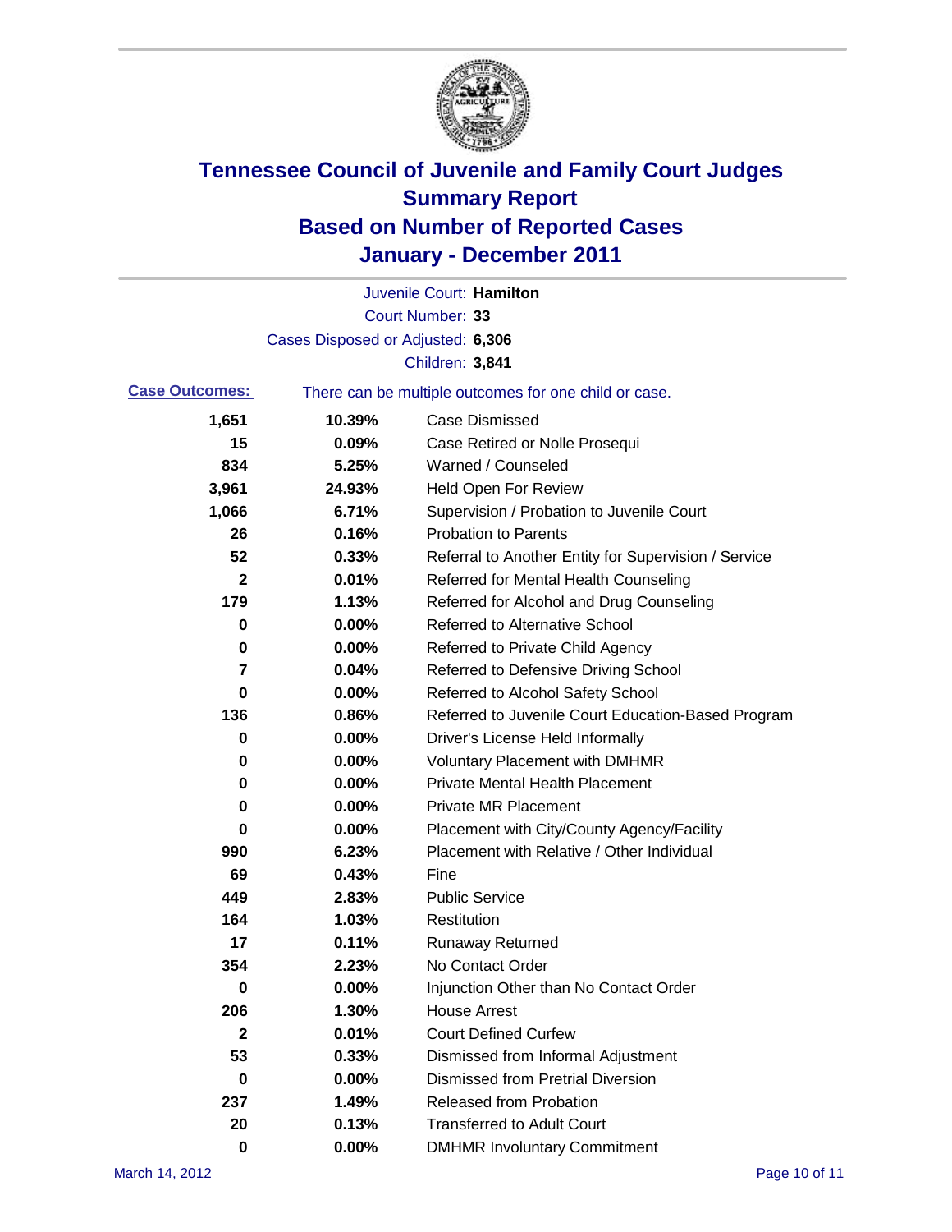# Tennessee Council of Juvenile and Family Court Judges
## Summary Report
## Based on Number of Reported Cases
## January - December 2011

Juvenile Court: **Hamilton**

Court Number: **33**

Cases Disposed or Adjusted: **6,306**

Children: **3,841**

**Case Outcomes:** There can be multiple outcomes for one child or case.

| Count | Percent | Outcome |
|---|---|---|
| 1,651 | 10.39% | Case Dismissed |
| 15 | 0.09% | Case Retired or Nolle Prosequi |
| 834 | 5.25% | Warned / Counseled |
| 3,961 | 24.93% | Held Open For Review |
| 1,066 | 6.71% | Supervision / Probation to Juvenile Court |
| 26 | 0.16% | Probation to Parents |
| 52 | 0.33% | Referral to Another Entity for Supervision / Service |
| 2 | 0.01% | Referred for Mental Health Counseling |
| 179 | 1.13% | Referred for Alcohol and Drug Counseling |
| 0 | 0.00% | Referred to Alternative School |
| 0 | 0.00% | Referred to Private Child Agency |
| 7 | 0.04% | Referred to Defensive Driving School |
| 0 | 0.00% | Referred to Alcohol Safety School |
| 136 | 0.86% | Referred to Juvenile Court Education-Based Program |
| 0 | 0.00% | Driver's License Held Informally |
| 0 | 0.00% | Voluntary Placement with DMHMR |
| 0 | 0.00% | Private Mental Health Placement |
| 0 | 0.00% | Private MR Placement |
| 0 | 0.00% | Placement with City/County Agency/Facility |
| 990 | 6.23% | Placement with Relative / Other Individual |
| 69 | 0.43% | Fine |
| 449 | 2.83% | Public Service |
| 164 | 1.03% | Restitution |
| 17 | 0.11% | Runaway Returned |
| 354 | 2.23% | No Contact Order |
| 0 | 0.00% | Injunction Other than No Contact Order |
| 206 | 1.30% | House Arrest |
| 2 | 0.01% | Court Defined Curfew |
| 53 | 0.33% | Dismissed from Informal Adjustment |
| 0 | 0.00% | Dismissed from Pretrial Diversion |
| 237 | 1.49% | Released from Probation |
| 20 | 0.13% | Transferred to Adult Court |
| 0 | 0.00% | DMHMR Involuntary Commitment |

March 14, 2012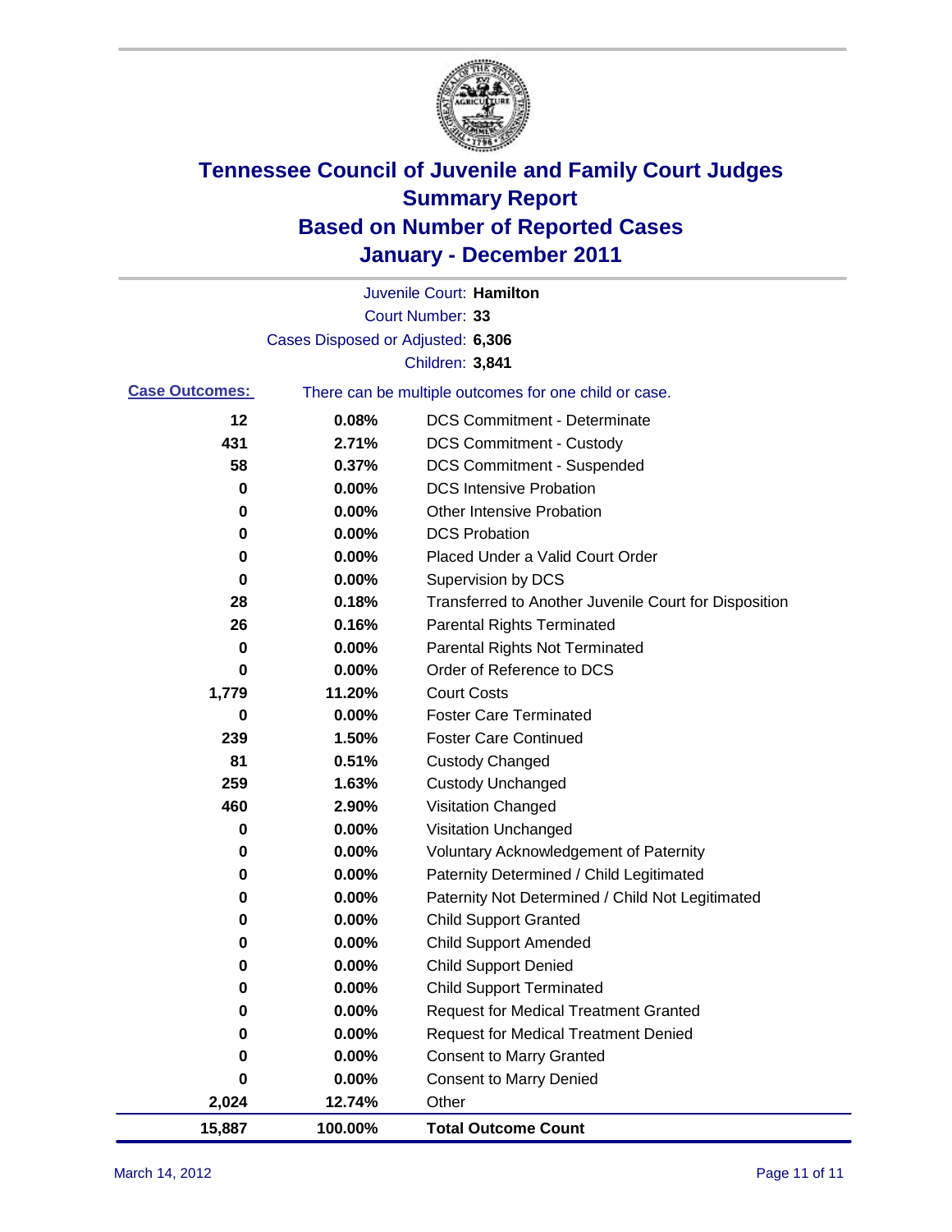# Tennessee Council of Juvenile and Family Court Judges
# Summary Report
# Based on Number of Reported Cases
# January - December 2011

Juvenile Court: **Hamilton**

Court Number: **33**

Cases Disposed or Adjusted: **6,306**

Children: **3,841**

**Case Outcomes:** There can be multiple outcomes for one child or case.

| | | |
|---|---|---|
| 12 | 0.08% | DCS Commitment - Determinate |
| 431 | 2.71% | DCS Commitment - Custody |
| 58 | 0.37% | DCS Commitment - Suspended |
| 0 | 0.00% | DCS Intensive Probation |
| 0 | 0.00% | Other Intensive Probation |
| 0 | 0.00% | DCS Probation |
| 0 | 0.00% | Placed Under a Valid Court Order |
| 0 | 0.00% | Supervision by DCS |
| 28 | 0.18% | Transferred to Another Juvenile Court for Disposition |
| 26 | 0.16% | Parental Rights Terminated |
| 0 | 0.00% | Parental Rights Not Terminated |
| 0 | 0.00% | Order of Reference to DCS |
| 1,779 | 11.20% | Court Costs |
| 0 | 0.00% | Foster Care Terminated |
| 239 | 1.50% | Foster Care Continued |
| 81 | 0.51% | Custody Changed |
| 259 | 1.63% | Custody Unchanged |
| 460 | 2.90% | Visitation Changed |
| 0 | 0.00% | Visitation Unchanged |
| 0 | 0.00% | Voluntary Acknowledgement of Paternity |
| 0 | 0.00% | Paternity Determined / Child Legitimated |
| 0 | 0.00% | Paternity Not Determined / Child Not Legitimated |
| 0 | 0.00% | Child Support Granted |
| 0 | 0.00% | Child Support Amended |
| 0 | 0.00% | Child Support Denied |
| 0 | 0.00% | Child Support Terminated |
| 0 | 0.00% | Request for Medical Treatment Granted |
| 0 | 0.00% | Request for Medical Treatment Denied |
| 0 | 0.00% | Consent to Marry Granted |
| 0 | 0.00% | Consent to Marry Denied |
| 2,024 | 12.74% | Other |
| **15,887** | **100.00%** | **Total Outcome Count** |

March 14, 2012